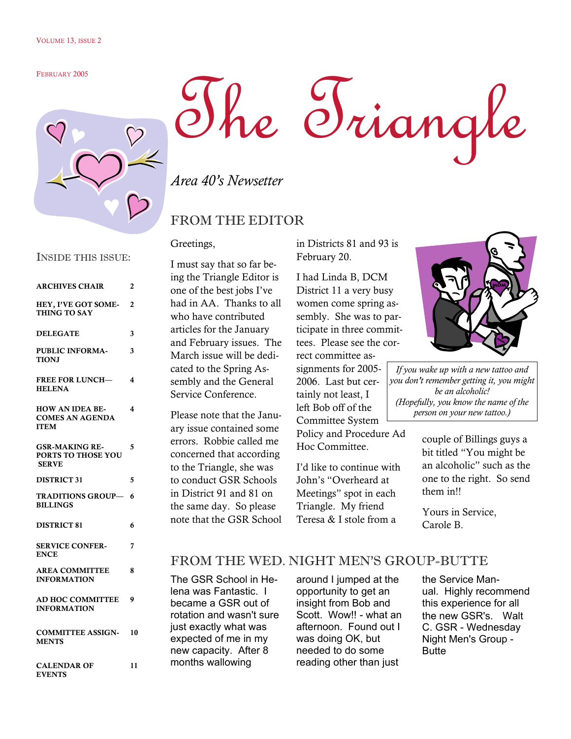Volume 13, Issue 2

February 2005

# The Triangle

*Area 40's Newsetter*

## INSIDE THIS ISSUE:

| | |
|---|---|
| **ARCHIVES CHAIR** | 2 |
| **HEY, I'VE GOT SOMETHING TO SAY** | 2 |
| **DELEGATE** | 3 |
| **PUBLIC INFORMATIONJ** | 3 |
| **FREE FOR LUNCH—HELENA** | 4 |
| **HOW AN IDEA BECOMES AN AGENDA ITEM** | 4 |
| **GSR-MAKING REPORTS TO THOSE YOU SERVE** | 5 |
| **DISTRICT 31** | 5 |
| **TRADITIONS GROUP—BILLINGS** | 6 |
| **DISTRICT 81** | 6 |
| **SERVICE CONFERENCE** | 7 |
| **AREA COMMITTEE INFORMATION** | 8 |
| **AD HOC COMMITTEE INFORMATION** | 9 |
| **COMMITTEE ASSIGNMENTS** | 10 |
| **CALENDAR OF EVENTS** | 11 |

## FROM THE EDITOR

Greetings,

I must say that so far being the Triangle Editor is one of the best jobs I've had in AA. Thanks to all who have contributed articles for the January and February issues. The March issue will be dedicated to the Spring Assembly and the General Service Conference.

Please note that the January issue contained some errors. Robbie called me concerned that according to the Triangle, she was to conduct GSR Schools in District 91 and 81 on the same day. So please note that the GSR School in Districts 81 and 93 is February 20.

I had Linda B, DCM District 11 a very busy women come spring assembly. She was to participate in three committees. Please see the correct committee assignments for 2005-2006. Last but certainly not least, I left Bob off of the Committee System Policy and Procedure Ad Hoc Committee.

I'd like to continue with John's "Overheard at Meetings" spot in each Triangle. My friend Teresa & I stole from a couple of Billings guys a bit titled "You might be an alcoholic" such as the one to the right. So send them in!!

*If you wake up with a new tattoo and you don't remember getting it, you might be an alcoholic!*
*(Hopefully, you know the name of the person on your new tattoo.)*

Yours in Service,
Carole B.

## FROM THE WED. NIGHT MEN'S GROUP-BUTTE

The GSR School in Helena was Fantastic. I became a GSR out of rotation and wasn't sure just exactly what was expected of me in my new capacity. After 8 months wallowing around I jumped at the opportunity to get an insight from Bob and Scott. Wow!! - what an afternoon. Found out I was doing OK, but needed to do some reading other than just the Service Manual. Highly recommend this experience for all the new GSR's. Walt C. GSR - Wednesday Night Men's Group - Butte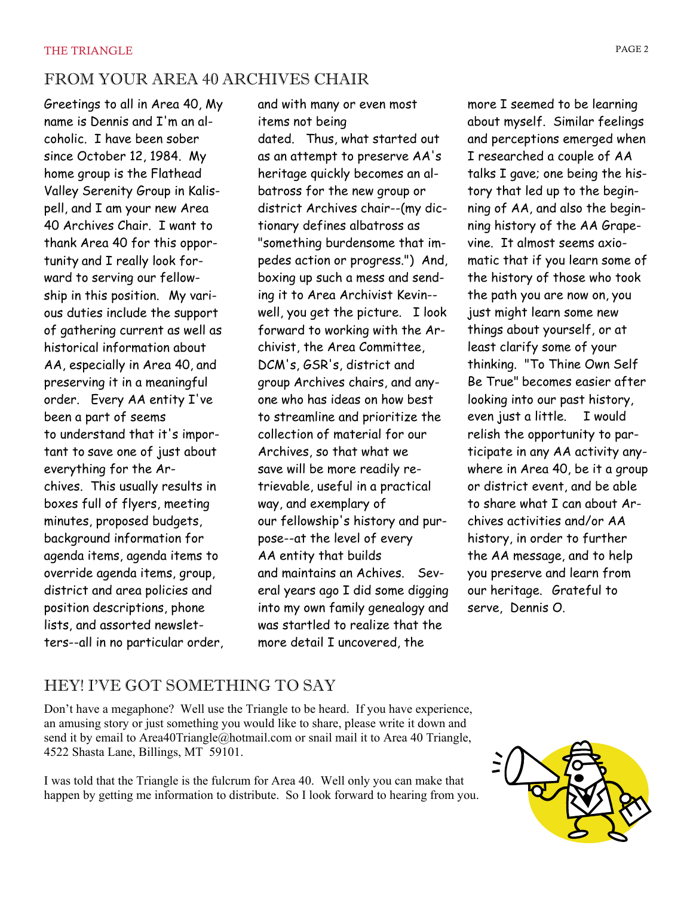## FROM YOUR AREA 40 ARCHIVES CHAIR

Greetings to all in Area 40, My name is Dennis and I'm an alcoholic. I have been sober since October 12, 1984. My home group is the Flathead Valley Serenity Group in Kalispell, and I am your new Area 40 Archives Chair. I want to thank Area 40 for this opportunity and I really look forward to serving our fellowship in this position. My various duties include the support of gathering current as well as historical information about AA, especially in Area 40, and preserving it in a meaningful order. Every AA entity I've been a part of seems to understand that it's important to save one of just about everything for the Archives. This usually results in boxes full of flyers, meeting minutes, proposed budgets, background information for agenda items, agenda items to override agenda items, group, district and area policies and position descriptions, phone lists, and assorted newsletters--all in no particular order, and with many or even most items not being dated. Thus, what started out as an attempt to preserve AA's heritage quickly becomes an albatross for the new group or district Archives chair--(my dictionary defines albatross as "something burdensome that impedes action or progress.") And, boxing up such a mess and sending it to Area Archivist Kevin--well, you get the picture. I look forward to working with the Archivist, the Area Committee, DCM's, GSR's, district and group Archives chairs, and anyone who has ideas on how best to streamline and prioritize the collection of material for our Archives, so that what we save will be more readily retrievable, useful in a practical way, and exemplary of our fellowship's history and purpose--at the level of every AA entity that builds and maintains an Achives. Several years ago I did some digging into my own family genealogy and was startled to realize that the more detail I uncovered, the more I seemed to be learning about myself. Similar feelings and perceptions emerged when I researched a couple of AA talks I gave; one being the history that led up to the beginning of AA, and also the beginning history of the AA Grapevine. It almost seems axiomatic that if you learn some of the history of those who took the path you are now on, you just might learn some new things about yourself, or at least clarify some of your thinking. "To Thine Own Self Be True" becomes easier after looking into our past history, even just a little. I would relish the opportunity to participate in any AA activity anywhere in Area 40, be it a group or district event, and be able to share what I can about Archives activities and/or AA history, in order to further the AA message, and to help you preserve and learn from our heritage. Grateful to serve, Dennis O.

## HEY! I'VE GOT SOMETHING TO SAY

Don't have a megaphone? Well use the Triangle to be heard. If you have experience, an amusing story or just something you would like to share, please write it down and send it by email to Area40Triangle@hotmail.com or snail mail it to Area 40 Triangle, 4522 Shasta Lane, Billings, MT 59101.

I was told that the Triangle is the fulcrum for Area 40. Well only you can make that happen by getting me information to distribute. So I look forward to hearing from you.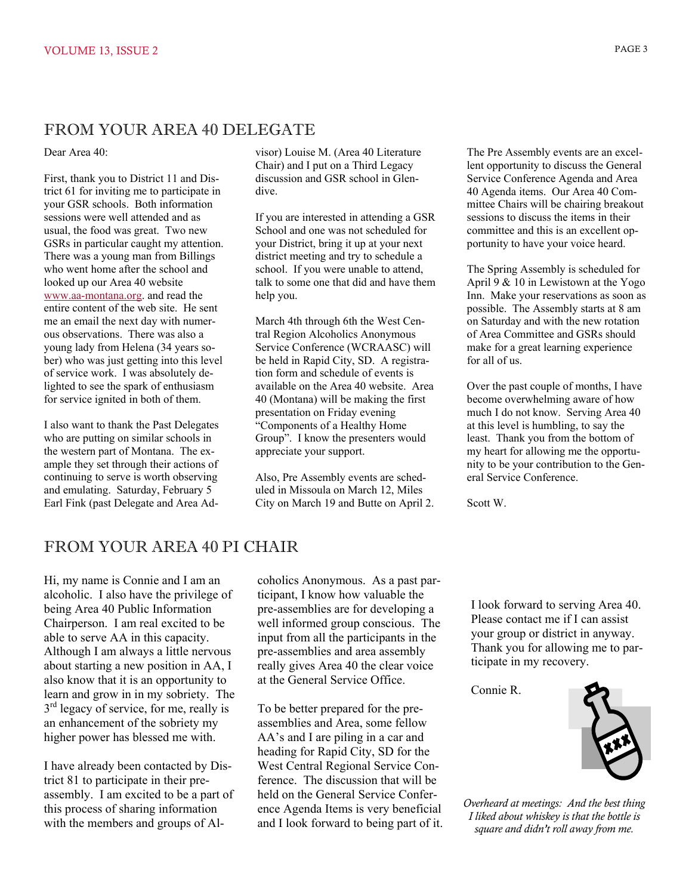## FROM YOUR AREA 40 DELEGATE

Dear Area 40:

First, thank you to District 11 and District 61 for inviting me to participate in your GSR schools. Both information sessions were well attended and as usual, the food was great. Two new GSRs in particular caught my attention. There was a young man from Billings who went home after the school and looked up our Area 40 website www.aa-montana.org. and read the entire content of the web site. He sent me an email the next day with numerous observations. There was also a young lady from Helena (34 years sober) who was just getting into this level of service work. I was absolutely delighted to see the spark of enthusiasm for service ignited in both of them.

I also want to thank the Past Delegates who are putting on similar schools in the western part of Montana. The example they set through their actions of continuing to serve is worth observing and emulating. Saturday, February 5 Earl Fink (past Delegate and Area Advisor) Louise M. (Area 40 Literature Chair) and I put on a Third Legacy discussion and GSR school in Glendive.

If you are interested in attending a GSR School and one was not scheduled for your District, bring it up at your next district meeting and try to schedule a school. If you were unable to attend, talk to some one that did and have them help you.

March 4th through 6th the West Central Region Alcoholics Anonymous Service Conference (WCRAASC) will be held in Rapid City, SD. A registration form and schedule of events is available on the Area 40 website. Area 40 (Montana) will be making the first presentation on Friday evening "Components of a Healthy Home Group". I know the presenters would appreciate your support.

Also, Pre Assembly events are scheduled in Missoula on March 12, Miles City on March 19 and Butte on April 2. The Pre Assembly events are an excellent opportunity to discuss the General Service Conference Agenda and Area 40 Agenda items. Our Area 40 Committee Chairs will be chairing breakout sessions to discuss the items in their committee and this is an excellent opportunity to have your voice heard.

The Spring Assembly is scheduled for April 9 & 10 in Lewistown at the Yogo Inn. Make your reservations as soon as possible. The Assembly starts at 8 am on Saturday and with the new rotation of Area Committee and GSRs should make for a great learning experience for all of us.

Over the past couple of months, I have become overwhelming aware of how much I do not know. Serving Area 40 at this level is humbling, to say the least. Thank you from the bottom of my heart for allowing me the opportunity to be your contribution to the General Service Conference.

Scott W.

## FROM YOUR AREA 40 PI CHAIR

Hi, my name is Connie and I am an alcoholic. I also have the privilege of being Area 40 Public Information Chairperson. I am real excited to be able to serve AA in this capacity. Although I am always a little nervous about starting a new position in AA, I also know that it is an opportunity to learn and grow in in my sobriety. The 3rd legacy of service, for me, really is an enhancement of the sobriety my higher power has blessed me with.

I have already been contacted by District 81 to participate in their pre-assembly. I am excited to be a part of this process of sharing information with the members and groups of Alcoholics Anonymous. As a past participant, I know how valuable the pre-assemblies are for developing a well informed group conscious. The input from all the participants in the pre-assemblies and area assembly really gives Area 40 the clear voice at the General Service Office.

To be better prepared for the pre-assemblies and Area, some fellow AA's and I are piling in a car and heading for Rapid City, SD for the West Central Regional Service Conference. The discussion that will be held on the General Service Conference Agenda Items is very beneficial and I look forward to being part of it.

I look forward to serving Area 40. Please contact me if I can assist your group or district in anyway. Thank you for allowing me to participate in my recovery.

Connie R.

*Overheard at meetings: And the best thing I liked about whiskey is that the bottle is square and didn't roll away from me.*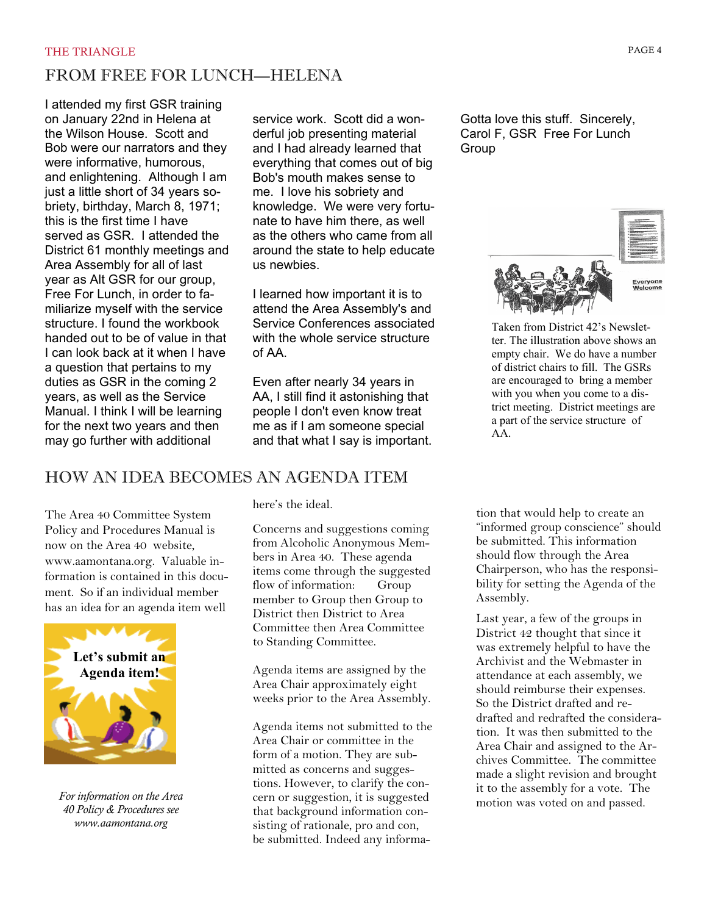## FROM FREE FOR LUNCH—HELENA

I attended my first GSR training on January 22nd in Helena at the Wilson House. Scott and Bob were our narrators and they were informative, humorous, and enlightening. Although I am just a little short of 34 years sobriety, birthday, March 8, 1971; this is the first time I have served as GSR. I attended the District 61 monthly meetings and Area Assembly for all of last year as Alt GSR for our group, Free For Lunch, in order to familiarize myself with the service structure. I found the workbook handed out to be of value in that I can look back at it when I have a question that pertains to my duties as GSR in the coming 2 years, as well as the Service Manual. I think I will be learning for the next two years and then may go further with additional service work. Scott did a wonderful job presenting material and I had already learned that everything that comes out of big Bob's mouth makes sense to me. I love his sobriety and knowledge. We were very fortunate to have him there, as well as the others who came from all around the state to help educate us newbies.

I learned how important it is to attend the Area Assembly's and Service Conferences associated with the whole service structure of AA.

Even after nearly 34 years in AA, I still find it astonishing that people I don't even know treat me as if I am someone special and that what I say is important.

Gotta love this stuff. Sincerely, Carol F, GSR Free For Lunch Group

Taken from District 42's Newsletter. The illustration above shows an empty chair. We do have a number of district chairs to fill. The GSRs are encouraged to bring a member with you when you come to a district meeting. District meetings are a part of the service structure of AA.

## HOW AN IDEA BECOMES AN AGENDA ITEM

The Area 40 Committee System Policy and Procedures Manual is now on the Area 40 website, www.aamontana.org. Valuable information is contained in this document. So if an individual member has an idea for an agenda item well here's the ideal.

Concerns and suggestions coming from Alcoholic Anonymous Members in Area 40. These agenda items come through the suggested flow of information: Group member to Group then Group to District then District to Area Committee then Area Committee to Standing Committee.

Agenda items are assigned by the Area Chair approximately eight weeks prior to the Area Assembly.

Agenda items not submitted to the Area Chair or committee in the form of a motion. They are submitted as concerns and suggestions. However, to clarify the concern or suggestion, it is suggested that background information consisting of rationale, pro and con, be submitted. Indeed any information that would help to create an "informed group conscience" should be submitted. This information should flow through the Area Chairperson, who has the responsibility for setting the Agenda of the Assembly.

Last year, a few of the groups in District 42 thought that since it was extremely helpful to have the Archivist and the Webmaster in attendance at each assembly, we should reimburse their expenses. So the District drafted and redrafted and redrafted the consideration. It was then submitted to the Area Chair and assigned to the Archives Committee. The committee made a slight revision and brought it to the assembly for a vote. The motion was voted on and passed.

Let's submit an Agenda item!

*For information on the Area 40 Policy & Procedures see www.aamontana.org*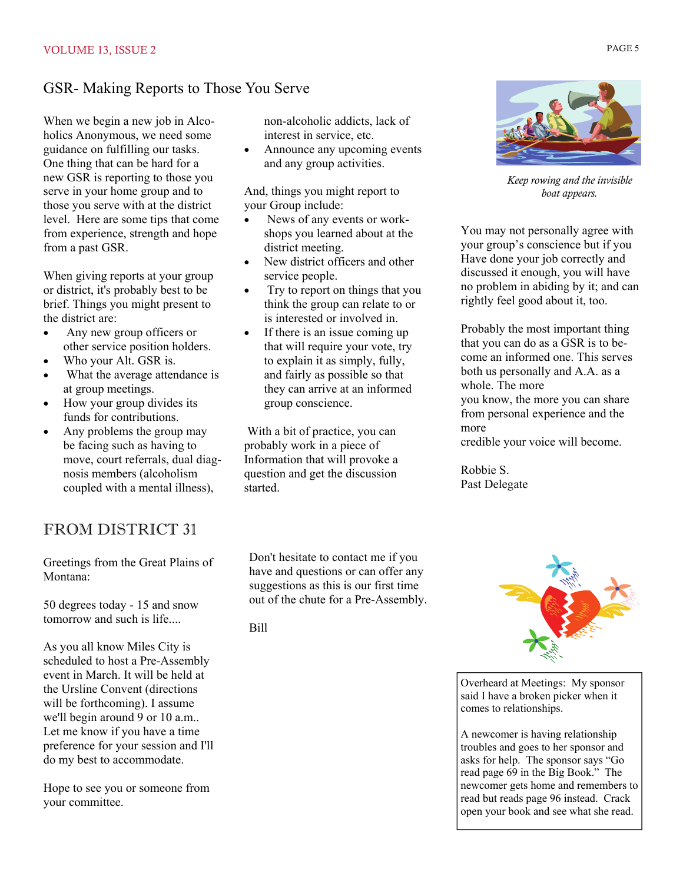## GSR- Making Reports to Those You Serve

When we begin a new job in Alcoholics Anonymous, we need some guidance on fulfilling our tasks. One thing that can be hard for a new GSR is reporting to those you serve in your home group and to those you serve with at the district level. Here are some tips that come from experience, strength and hope from a past GSR.

When giving reports at your group or district, it's probably best to be brief. Things you might present to the district are:

- Any new group officers or other service position holders.
- Who your Alt. GSR is.
- What the average attendance is at group meetings.
- How your group divides its funds for contributions.
- Any problems the group may be facing such as having to move, court referrals, dual diagnosis members (alcoholism coupled with a mental illness), non-alcoholic addicts, lack of interest in service, etc.
- Announce any upcoming events and any group activities.

And, things you might report to your Group include:

- News of any events or workshops you learned about at the district meeting.
- New district officers and other service people.
- Try to report on things that you think the group can relate to or is interested or involved in.
- If there is an issue coming up that will require your vote, try to explain it as simply, fully, and fairly as possible so that they can arrive at an informed group conscience.

With a bit of practice, you can probably work in a piece of Information that will provoke a question and get the discussion started.

*Keep rowing and the invisible boat appears.*

You may not personally agree with your group's conscience but if you Have done your job correctly and discussed it enough, you will have no problem in abiding by it; and can rightly feel good about it, too.

Probably the most important thing that you can do as a GSR is to become an informed one. This serves both us personally and A.A. as a whole. The more you know, the more you can share from personal experience and the more credible your voice will become.

Robbie S.
Past Delegate

## FROM DISTRICT 31

Greetings from the Great Plains of Montana:

50 degrees today - 15 and snow tomorrow and such is life....

As you all know Miles City is scheduled to host a Pre-Assembly event in March. It will be held at the Ursline Convent (directions will be forthcoming). I assume we'll begin around 9 or 10 a.m.. Let me know if you have a time preference for your session and I'll do my best to accommodate.

Hope to see you or someone from your committee.

Don't hesitate to contact me if you have and questions or can offer any suggestions as this is our first time out of the chute for a Pre-Assembly.

Bill

Overheard at Meetings: My sponsor said I have a broken picker when it comes to relationships.

A newcomer is having relationship troubles and goes to her sponsor and asks for help. The sponsor says "Go read page 69 in the Big Book." The newcomer gets home and remembers to read but reads page 96 instead. Crack open your book and see what she read.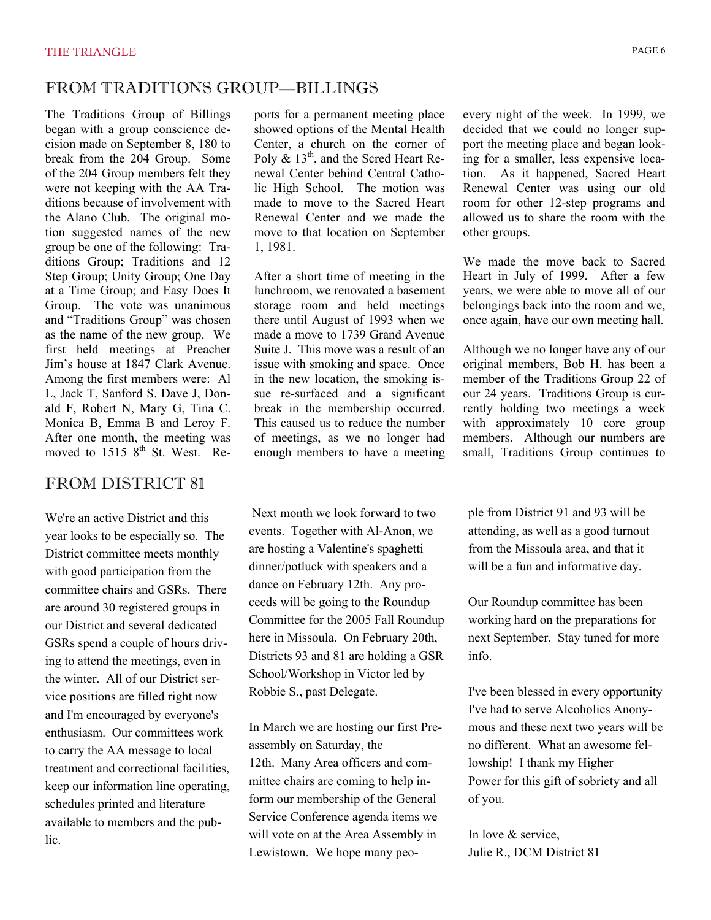## FROM TRADITIONS GROUP—BILLINGS

The Traditions Group of Billings began with a group conscience decision made on September 8, 180 to break from the 204 Group. Some of the 204 Group members felt they were not keeping with the AA Traditions because of involvement with the Alano Club. The original motion suggested names of the new group be one of the following: Traditions Group; Traditions and 12 Step Group; Unity Group; One Day at a Time Group; and Easy Does It Group. The vote was unanimous and "Traditions Group" was chosen as the name of the new group. We first held meetings at Preacher Jim's house at 1847 Clark Avenue. Among the first members were: Al L, Jack T, Sanford S. Dave J, Donald F, Robert N, Mary G, Tina C. Monica B, Emma B and Leroy F. After one month, the meeting was moved to 1515 8th St. West. Reports for a permanent meeting place showed options of the Mental Health Center, a church on the corner of Poly & 13th, and the Scred Heart Renewal Center behind Central Catholic High School. The motion was made to move to the Sacred Heart Renewal Center and we made the move to that location on September 1, 1981.

After a short time of meeting in the lunchroom, we renovated a basement storage room and held meetings there until August of 1993 when we made a move to 1739 Grand Avenue Suite J. This move was a result of an issue with smoking and space. Once in the new location, the smoking issue re-surfaced and a significant break in the membership occurred. This caused us to reduce the number of meetings, as we no longer had enough members to have a meeting every night of the week. In 1999, we decided that we could no longer support the meeting place and began looking for a smaller, less expensive location. As it happened, Sacred Heart Renewal Center was using our old room for other 12-step programs and allowed us to share the room with the other groups.

We made the move back to Sacred Heart in July of 1999. After a few years, we were able to move all of our belongings back into the room and we, once again, have our own meeting hall.

Although we no longer have any of our original members, Bob H. has been a member of the Traditions Group 22 of our 24 years. Traditions Group is currently holding two meetings a week with approximately 10 core group members. Although our numbers are small, Traditions Group continues to

## FROM DISTRICT 81

We're an active District and this year looks to be especially so. The District committee meets monthly with good participation from the committee chairs and GSRs. There are around 30 registered groups in our District and several dedicated GSRs spend a couple of hours driving to attend the meetings, even in the winter. All of our District service positions are filled right now and I'm encouraged by everyone's enthusiasm. Our committees work to carry the AA message to local treatment and correctional facilities, keep our information line operating, schedules printed and literature available to members and the public.

Next month we look forward to two events. Together with Al-Anon, we are hosting a Valentine's spaghetti dinner/potluck with speakers and a dance on February 12th. Any proceeds will be going to the Roundup Committee for the 2005 Fall Roundup here in Missoula. On February 20th, Districts 93 and 81 are holding a GSR School/Workshop in Victor led by Robbie S., past Delegate.

In March we are hosting our first Pre-assembly on Saturday, the 12th. Many Area officers and committee chairs are coming to help inform our membership of the General Service Conference agenda items we will vote on at the Area Assembly in Lewistown. We hope many people from District 91 and 93 will be attending, as well as a good turnout from the Missoula area, and that it will be a fun and informative day.

Our Roundup committee has been working hard on the preparations for next September. Stay tuned for more info.

I've been blessed in every opportunity I've had to serve Alcoholics Anonymous and these next two years will be no different. What an awesome fellowship! I thank my Higher Power for this gift of sobriety and all of you.

In love & service,
Julie R., DCM District 81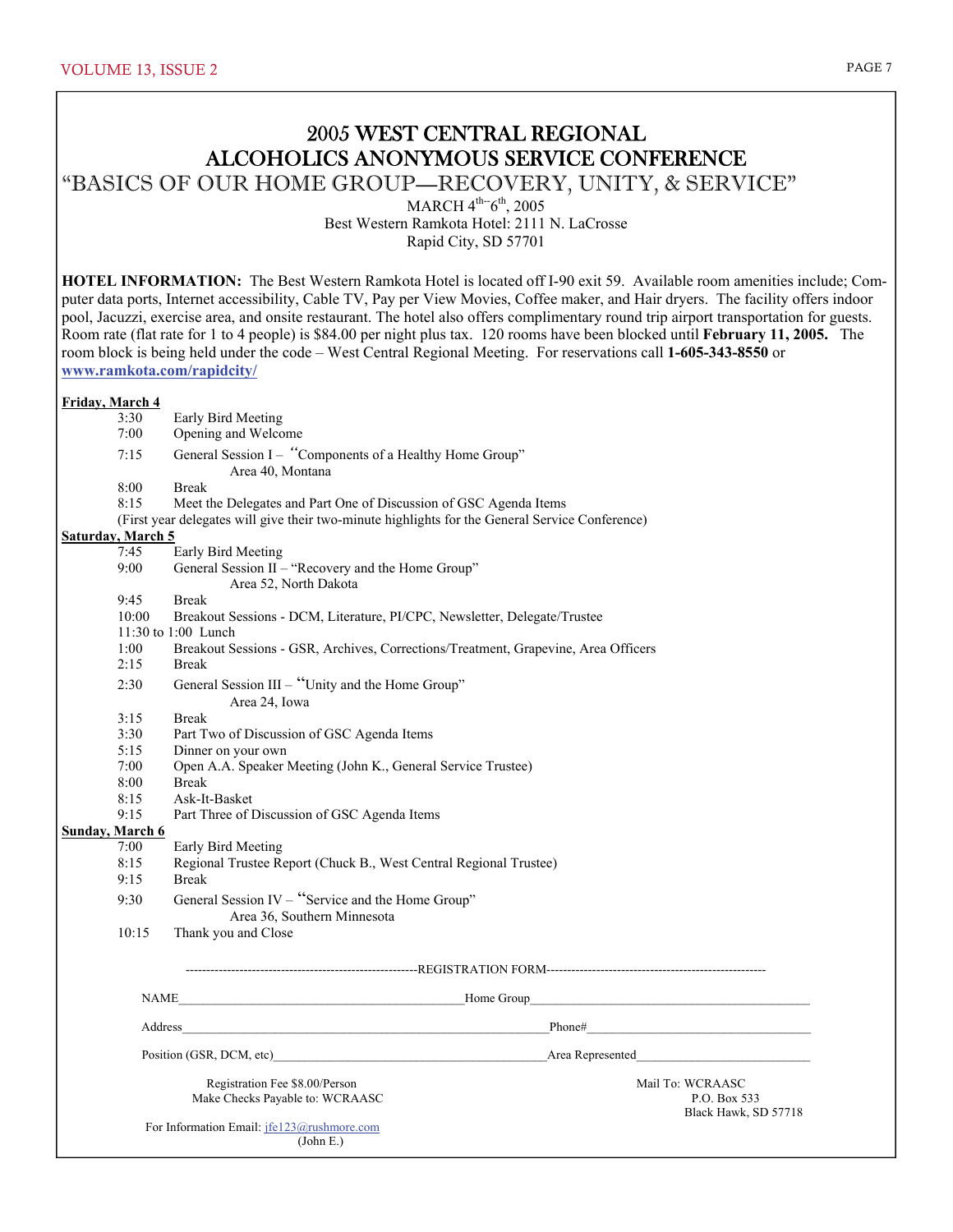# 2005 WEST CENTRAL REGIONAL ALCOHOLICS ANONYMOUS SERVICE CONFERENCE

## "BASICS OF OUR HOME GROUP—RECOVERY, UNITY, & SERVICE"

MARCH 4th--6th, 2005
Best Western Ramkota Hotel: 2111 N. LaCrosse
Rapid City, SD 57701

**HOTEL INFORMATION:** The Best Western Ramkota Hotel is located off I-90 exit 59. Available room amenities include; Computer data ports, Internet accessibility, Cable TV, Pay per View Movies, Coffee maker, and Hair dryers. The facility offers indoor pool, Jacuzzi, exercise area, and onsite restaurant. The hotel also offers complimentary round trip airport transportation for guests. Room rate (flat rate for 1 to 4 people) is $84.00 per night plus tax. 120 rooms have been blocked until **February 11, 2005.** The room block is being held under the code – West Central Regional Meeting. For reservations call **1-605-343-8550** or **www.ramkota.com/rapidcity/**

**Friday, March 4**

| | |
|---|---|
| 3:30 | Early Bird Meeting |
| 7:00 | Opening and Welcome |
| 7:15 | General Session I – "Components of a Healthy Home Group" Area 40, Montana |
| 8:00 | Break |
| 8:15 | Meet the Delegates and Part One of Discussion of GSC Agenda Items |

(First year delegates will give their two-minute highlights for the General Service Conference)

**Saturday, March 5**

| | |
|---|---|
| 7:45 | Early Bird Meeting |
| 9:00 | General Session II – "Recovery and the Home Group" Area 52, North Dakota |
| 9:45 | Break |
| 10:00 | Breakout Sessions - DCM, Literature, PI/CPC, Newsletter, Delegate/Trustee |
| 11:30 to 1:00 | Lunch |
| 1:00 | Breakout Sessions - GSR, Archives, Corrections/Treatment, Grapevine, Area Officers |
| 2:15 | Break |
| 2:30 | General Session III – "Unity and the Home Group" Area 24, Iowa |
| 3:15 | Break |
| 3:30 | Part Two of Discussion of GSC Agenda Items |
| 5:15 | Dinner on your own |
| 7:00 | Open A.A. Speaker Meeting (John K., General Service Trustee) |
| 8:00 | Break |
| 8:15 | Ask-It-Basket |
| 9:15 | Part Three of Discussion of GSC Agenda Items |

**Sunday, March 6**

| | |
|---|---|
| 7:00 | Early Bird Meeting |
| 8:15 | Regional Trustee Report (Chuck B., West Central Regional Trustee) |
| 9:15 | Break |
| 9:30 | General Session IV – "Service and the Home Group" Area 36, Southern Minnesota |
| 10:15 | Thank you and Close |

--------------------REGISTRATION FORM--------------------

NAME______________________________ Home Group______________________________

Address______________________________ Phone#______________________________

Position (GSR, DCM, etc)______________________________ Area Represented______________________________

Registration Fee $8.00/Person
Make Checks Payable to: WCRAASC

Mail To: WCRAASC
P.O. Box 533
Black Hawk, SD 57718

For Information Email: jfe123@rushmore.com
(John E.)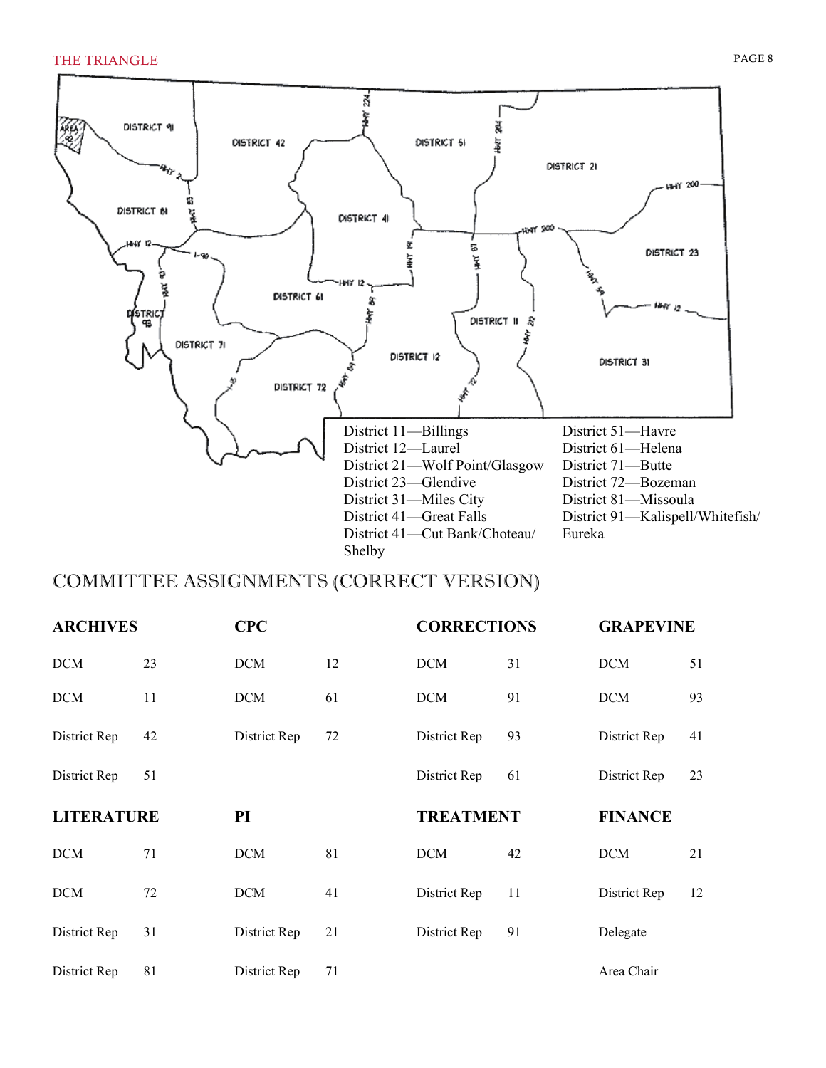District 11—Billings
District 12—Laurel
District 21—Wolf Point/Glasgow
District 23—Glendive
District 31—Miles City
District 41—Great Falls
District 41—Cut Bank/Choteau/Shelby
District 51—Havre
District 61—Helena
District 71—Butte
District 72—Bozeman
District 81—Missoula
District 91—Kalispell/Whitefish/Eureka

## COMMITTEE ASSIGNMENTS (CORRECT VERSION)

**ARCHIVES**

| | |
|---|---|
| DCM | 23 |
| DCM | 11 |
| District Rep | 42 |
| District Rep | 51 |

**CPC**

| | |
|---|---|
| DCM | 12 |
| DCM | 61 |
| District Rep | 72 |

**CORRECTIONS**

| | |
|---|---|
| DCM | 31 |
| DCM | 91 |
| District Rep | 93 |
| District Rep | 61 |

**GRAPEVINE**

| | |
|---|---|
| DCM | 51 |
| DCM | 93 |
| District Rep | 41 |
| District Rep | 23 |

**LITERATURE**

| | |
|---|---|
| DCM | 71 |
| DCM | 72 |
| District Rep | 31 |
| District Rep | 81 |

**PI**

| | |
|---|---|
| DCM | 81 |
| DCM | 41 |
| District Rep | 21 |
| District Rep | 71 |

**TREATMENT**

| | |
|---|---|
| DCM | 42 |
| District Rep | 11 |
| District Rep | 91 |

**FINANCE**

| | |
|---|---|
| DCM | 21 |
| District Rep | 12 |
| Delegate | |
| Area Chair | |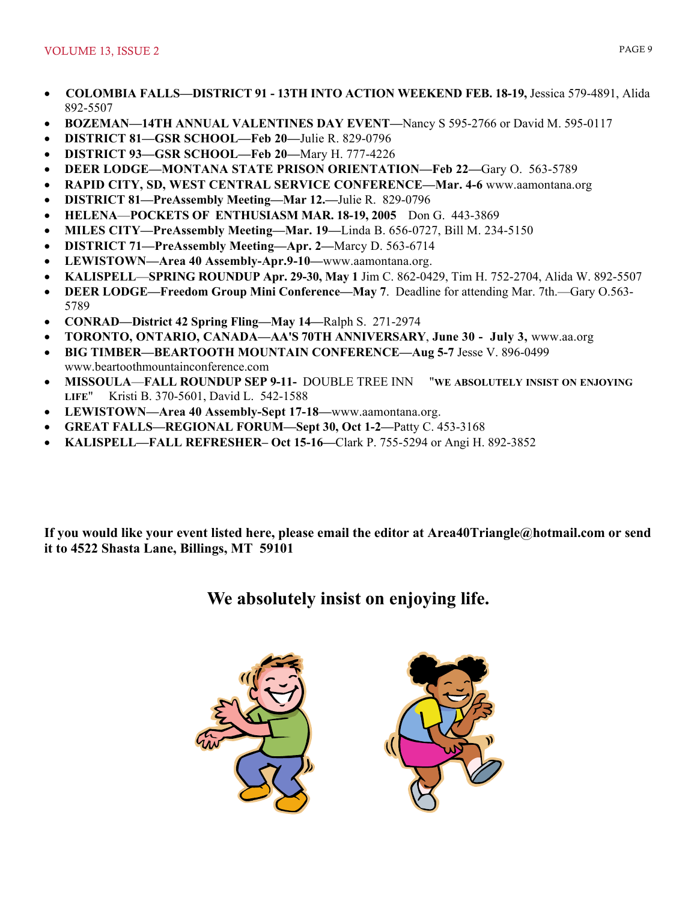- **COLOMBIA FALLS—DISTRICT 91 - 13TH INTO ACTION WEEKEND FEB. 18-19,** Jessica 579-4891, Alida 892-5507
- **BOZEMAN—14TH ANNUAL VALENTINES DAY EVENT—**Nancy S 595-2766 or David M. 595-0117
- **DISTRICT 81—GSR SCHOOL—Feb 20—**Julie R. 829-0796
- **DISTRICT 93—GSR SCHOOL—Feb 20—**Mary H. 777-4226
- **DEER LODGE—MONTANA STATE PRISON ORIENTATION—Feb 22—**Gary O. 563-5789
- **RAPID CITY, SD, WEST CENTRAL SERVICE CONFERENCE—Mar. 4-6** www.aamontana.org
- **DISTRICT 81—PreAssembly Meeting—Mar 12.—**Julie R. 829-0796
- **HELENA**—**POCKETS OF ENTHUSIASM MAR. 18-19, 2005** Don G. 443-3869
- **MILES CITY—PreAssembly Meeting—Mar. 19—**Linda B. 656-0727, Bill M. 234-5150
- **DISTRICT 71—PreAssembly Meeting—Apr. 2—**Marcy D. 563-6714
- **LEWISTOWN—Area 40 Assembly-Apr.9-10—**www.aamontana.org.
- **KALISPELL**—**SPRING ROUNDUP Apr. 29-30, May 1** Jim C. 862-0429, Tim H. 752-2704, Alida W. 892-5507
- **DEER LODGE—Freedom Group Mini Conference—May 7**. Deadline for attending Mar. 7th.—Gary O.563-5789
- **CONRAD—District 42 Spring Fling—May 14—**Ralph S. 271-2974
- **TORONTO, ONTARIO, CANADA—AA'S 70TH ANNIVERSARY**, **June 30 - July 3,** www.aa.org
- **BIG TIMBER—BEARTOOTH MOUNTAIN CONFERENCE—Aug 5-7** Jesse V. 896-0499 www.beartoothmountainconference.com
- **MISSOULA**—**FALL ROUNDUP SEP 9-11-** DOUBLE TREE INN "**WE ABSOLUTELY INSIST ON ENJOYING LIFE**" Kristi B. 370-5601, David L. 542-1588
- **LEWISTOWN—Area 40 Assembly-Sept 17-18—**www.aamontana.org.
- **GREAT FALLS—REGIONAL FORUM—Sept 30, Oct 1-2—**Patty C. 453-3168
- **KALISPELL—FALL REFRESHER– Oct 15-16—**Clark P. 755-5294 or Angi H. 892-3852

**If you would like your event listed here, please email the editor at Area40Triangle@hotmail.com or send it to 4522 Shasta Lane, Billings, MT 59101**

## We absolutely insist on enjoying life.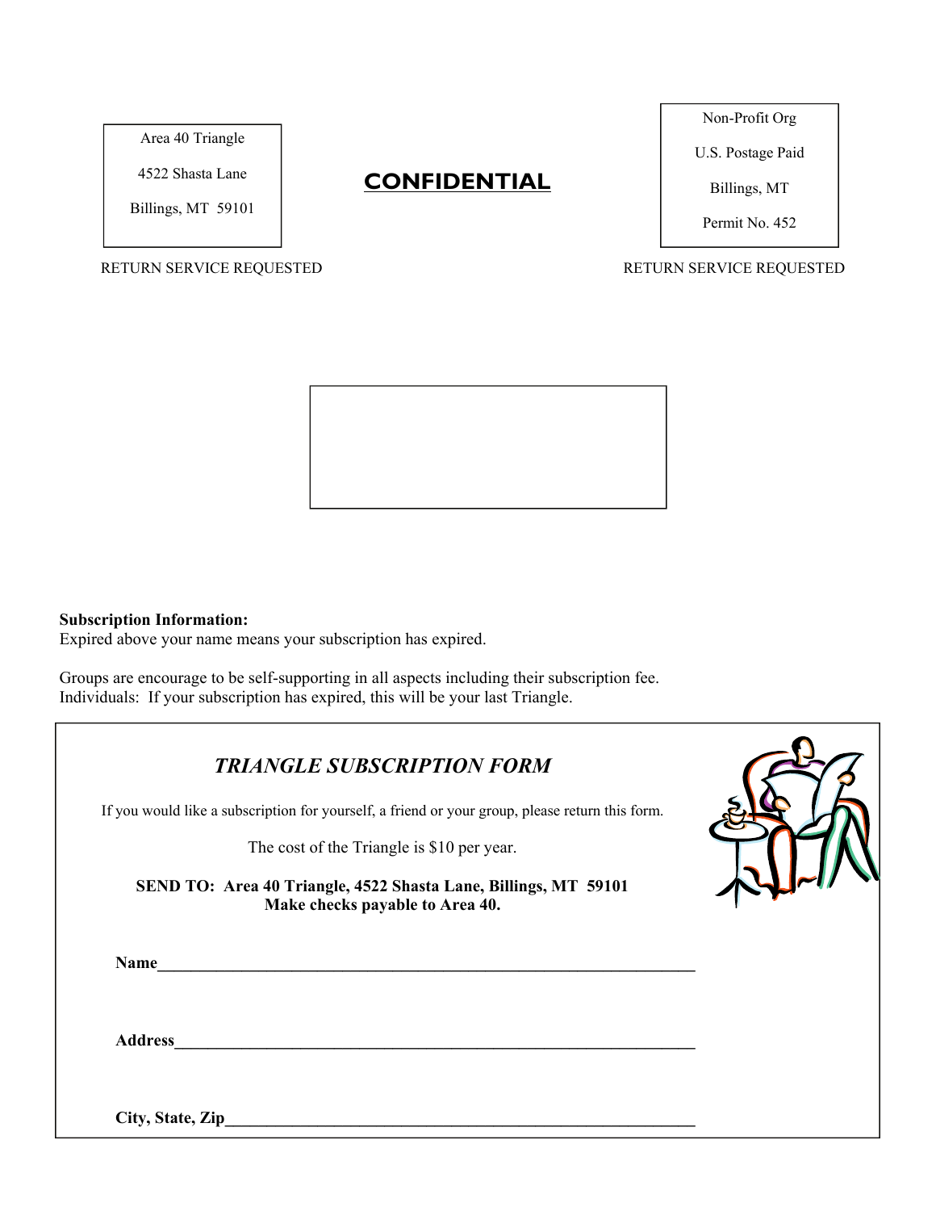Area 40 Triangle

4522 Shasta Lane

Billings, MT 59101

RETURN SERVICE REQUESTED

**CONFIDENTIAL**

Non-Profit Org

U.S. Postage Paid

Billings, MT

Permit No. 452

RETURN SERVICE REQUESTED

**Subscription Information:**
Expired above your name means your subscription has expired.

Groups are encourage to be self-supporting in all aspects including their subscription fee.
Individuals: If your subscription has expired, this will be your last Triangle.

## *TRIANGLE SUBSCRIPTION FORM*

If you would like a subscription for yourself, a friend or your group, please return this form.

The cost of the Triangle is $10 per year.

**SEND TO: Area 40 Triangle, 4522 Shasta Lane, Billings, MT 59101**
**Make checks payable to Area 40.**

**Name**\_\_\_\_\_\_\_\_\_\_\_\_\_\_\_\_\_\_\_\_\_\_\_\_\_\_\_\_\_\_\_\_\_\_\_\_\_\_\_\_\_\_\_\_\_\_\_\_\_\_\_\_\_\_\_\_\_\_\_\_

**Address**\_\_\_\_\_\_\_\_\_\_\_\_\_\_\_\_\_\_\_\_\_\_\_\_\_\_\_\_\_\_\_\_\_\_\_\_\_\_\_\_\_\_\_\_\_\_\_\_\_\_\_\_\_\_\_\_\_\_

**City, State, Zip**\_\_\_\_\_\_\_\_\_\_\_\_\_\_\_\_\_\_\_\_\_\_\_\_\_\_\_\_\_\_\_\_\_\_\_\_\_\_\_\_\_\_\_\_\_\_\_\_\_\_\_